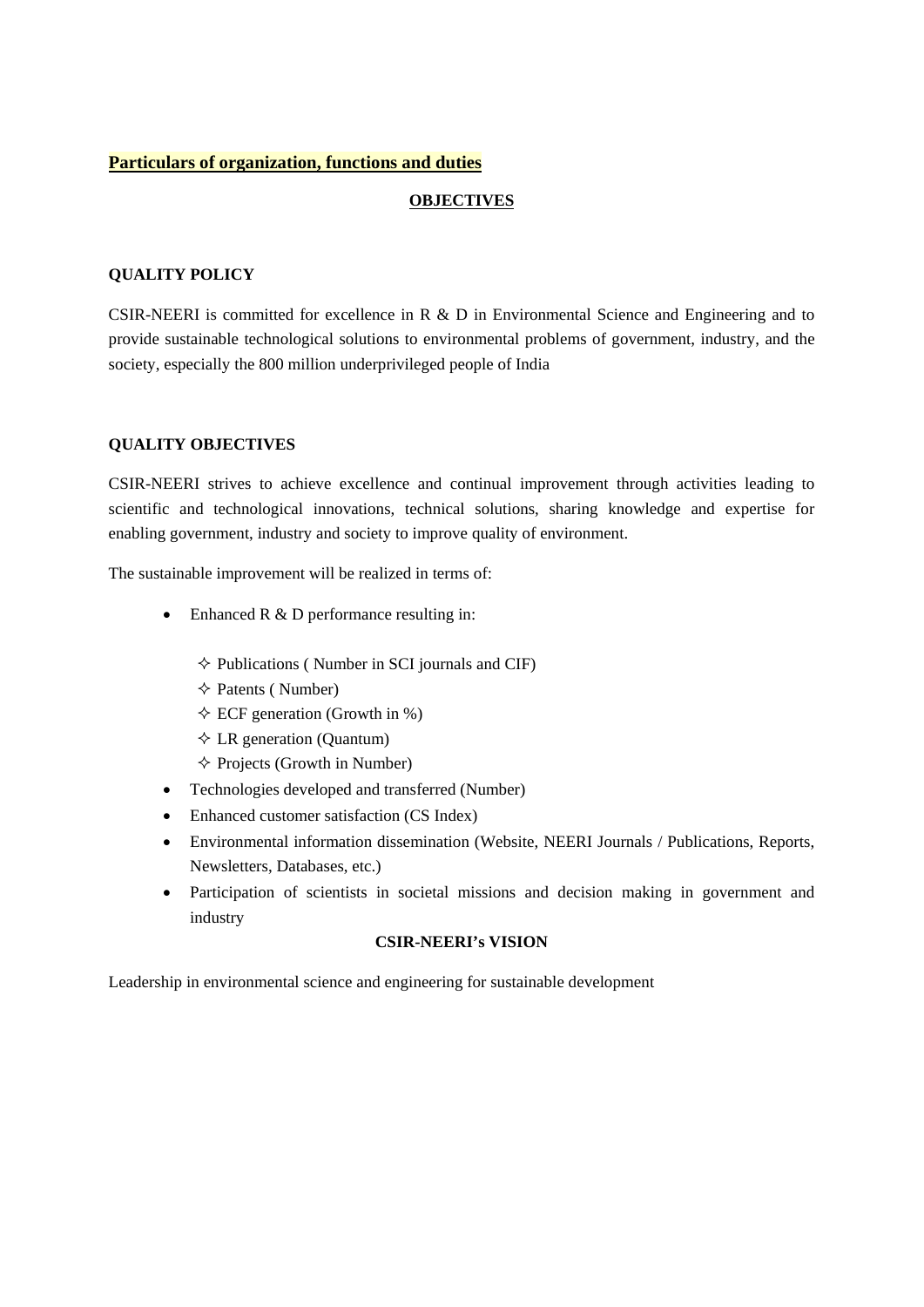## Particulars of organization, functions and duties

### OBJECTIVES

### QUALITY POLICY

CSIR-NEERI is committed for excellence in R & D in Environmental Science and Engineering and to provide sustainable technological solutions to environmental problems of government, industry, and the society, especially the 800 million underprivileged people of India

### QUALITY OBJECTIVES

CSIR-NEERI strives to achieve excellence and continual improvement through activities leading to scientific and technological innovations, technical solutions, sharing knowledge and expertise for enabling government, industry and society to improve quality of environment.

The sustainable improvement will be realized in terms of:

- Enhanced R & D performance resulting in:
  - Publications ( Number in SCI journals and CIF)
  - Patents ( Number)
  - ECF generation (Growth in %)
  - LR generation (Quantum)
  - Projects (Growth in Number)
- Technologies developed and transferred (Number)
- Enhanced customer satisfaction (CS Index)
- Environmental information dissemination (Website, NEERI Journals / Publications, Reports, Newsletters, Databases, etc.)
- Participation of scientists in societal missions and decision making in government and industry

### CSIR-NEERI's VISION

Leadership in environmental science and engineering for sustainable development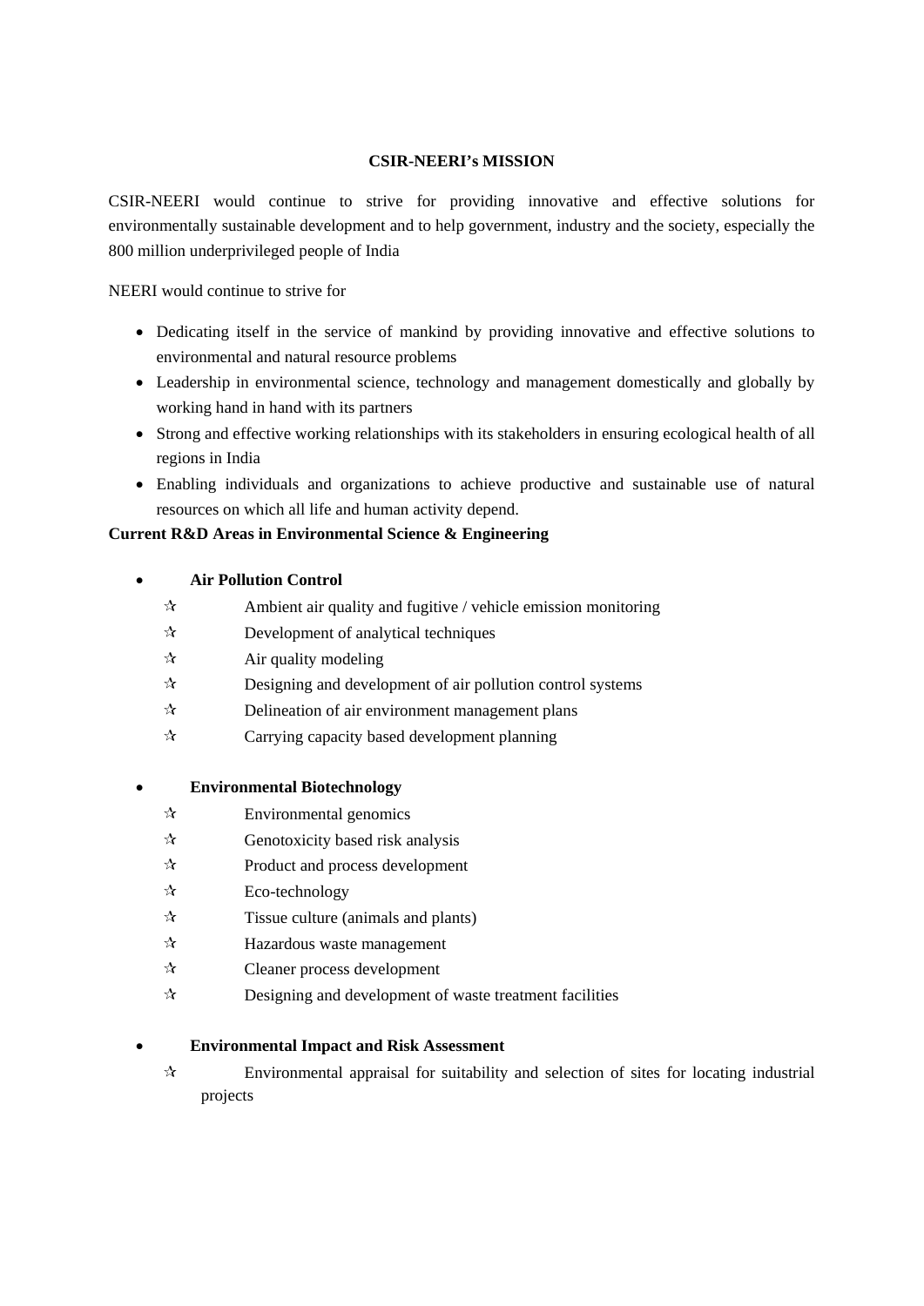**CSIR-NEERI's MISSION**

CSIR-NEERI would continue to strive for providing innovative and effective solutions for environmentally sustainable development and to help government, industry and the society, especially the 800 million underprivileged people of India

NEERI would continue to strive for

- Dedicating itself in the service of mankind by providing innovative and effective solutions to environmental and natural resource problems
- Leadership in environmental science, technology and management domestically and globally by working hand in hand with its partners
- Strong and effective working relationships with its stakeholders in ensuring ecological health of all regions in India
- Enabling individuals and organizations to achieve productive and sustainable use of natural resources on which all life and human activity depend.

**Current R&D Areas in Environmental Science & Engineering**

- **Air Pollution Control**
  - ✰ Ambient air quality and fugitive / vehicle emission monitoring
  - ✰ Development of analytical techniques
  - ✰ Air quality modeling
  - ✰ Designing and development of air pollution control systems
  - ✰ Delineation of air environment management plans
  - ✰ Carrying capacity based development planning

- **Environmental Biotechnology**
  - ✰ Environmental genomics
  - ✰ Genotoxicity based risk analysis
  - ✰ Product and process development
  - ✰ Eco-technology
  - ✰ Tissue culture (animals and plants)
  - ✰ Hazardous waste management
  - ✰ Cleaner process development
  - ✰ Designing and development of waste treatment facilities

- **Environmental Impact and Risk Assessment**
  - ✰ Environmental appraisal for suitability and selection of sites for locating industrial projects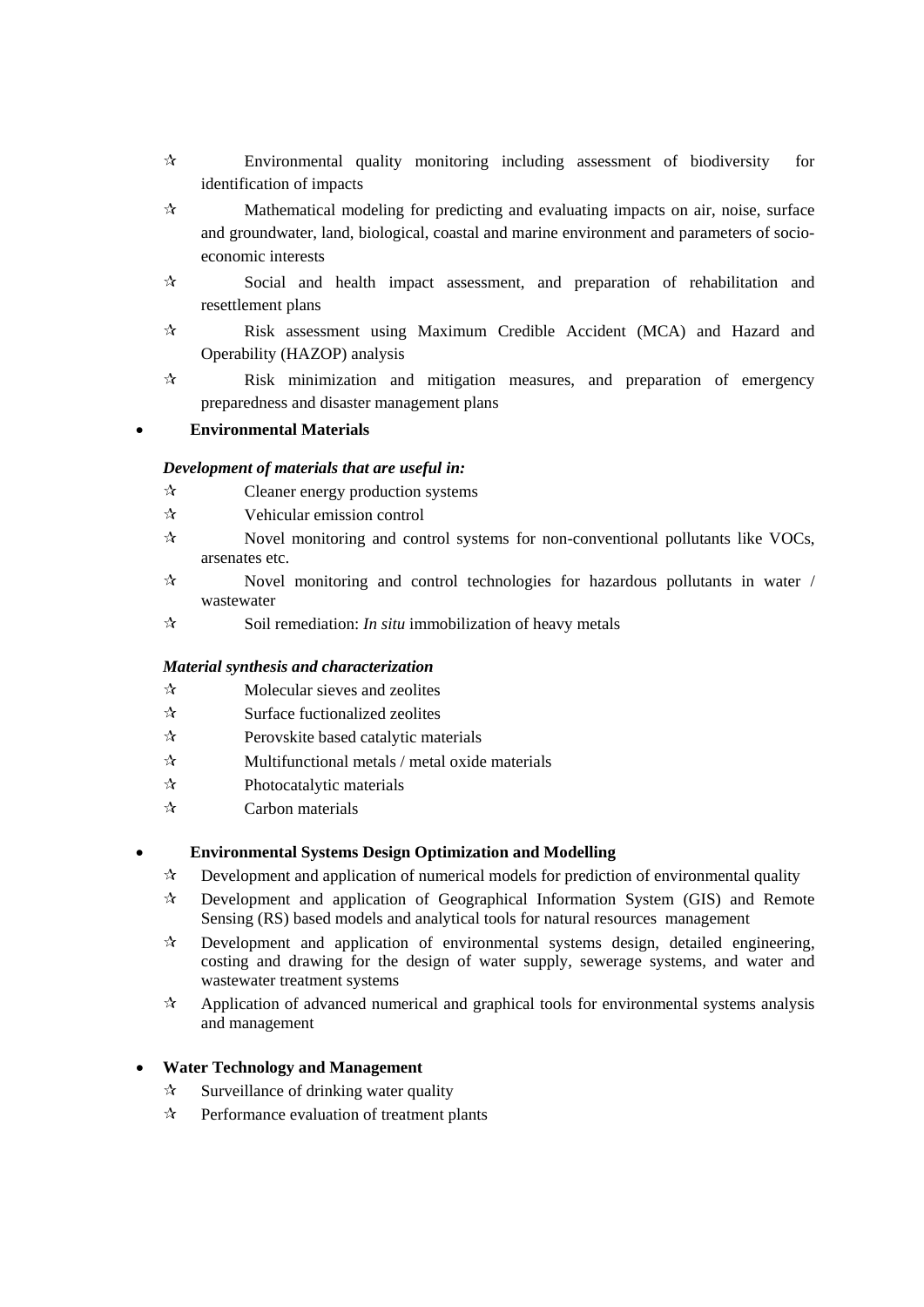- Environmental quality monitoring including assessment of biodiversity for identification of impacts
- Mathematical modeling for predicting and evaluating impacts on air, noise, surface and groundwater, land, biological, coastal and marine environment and parameters of socio-economic interests
- Social and health impact assessment, and preparation of rehabilitation and resettlement plans
- Risk assessment using Maximum Credible Accident (MCA) and Hazard and Operability (HAZOP) analysis
- Risk minimization and mitigation measures, and preparation of emergency preparedness and disaster management plans

- **Environmental Materials**

  ***Development of materials that are useful in:***

  - Cleaner energy production systems
  - Vehicular emission control
  - Novel monitoring and control systems for non-conventional pollutants like VOCs, arsenates etc.
  - Novel monitoring and control technologies for hazardous pollutants in water / wastewater
  - Soil remediation: *In situ* immobilization of heavy metals

  ***Material synthesis and characterization***

  - Molecular sieves and zeolites
  - Surface fuctionalized zeolites
  - Perovskite based catalytic materials
  - Multifunctional metals / metal oxide materials
  - Photocatalytic materials
  - Carbon materials

- **Environmental Systems Design Optimization and Modelling**
  - Development and application of numerical models for prediction of environmental quality
  - Development and application of Geographical Information System (GIS) and Remote Sensing (RS) based models and analytical tools for natural resources management
  - Development and application of environmental systems design, detailed engineering, costing and drawing for the design of water supply, sewerage systems, and water and wastewater treatment systems
  - Application of advanced numerical and graphical tools for environmental systems analysis and management

- **Water Technology and Management**
  - Surveillance of drinking water quality
  - Performance evaluation of treatment plants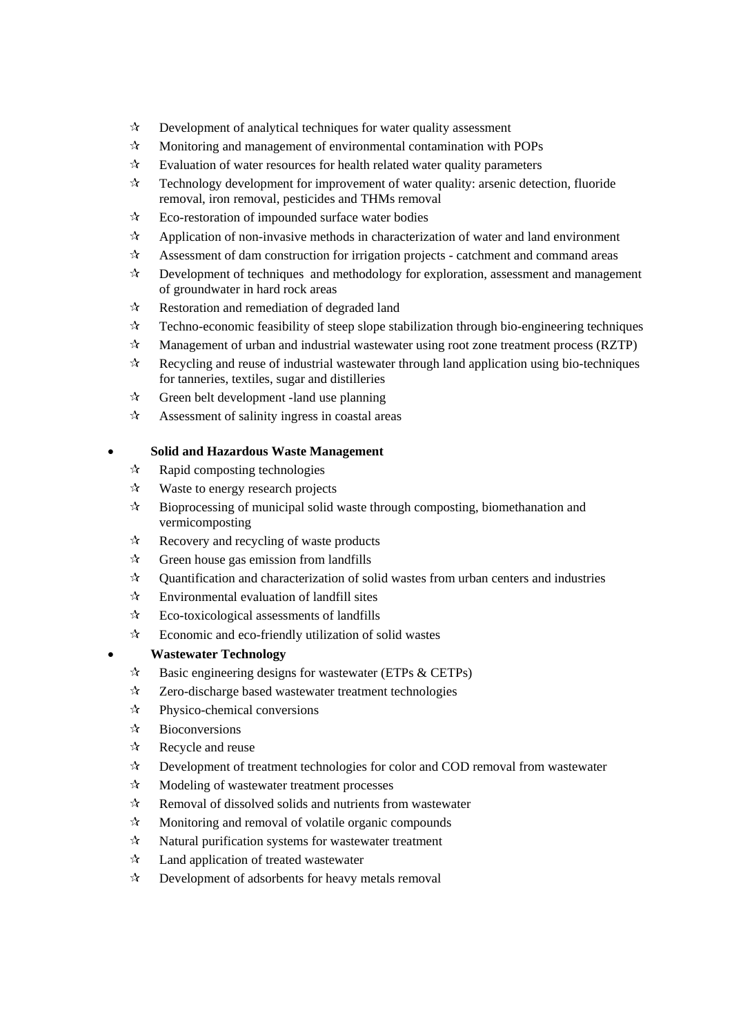- ☆ Development of analytical techniques for water quality assessment
- ☆ Monitoring and management of environmental contamination with POPs
- ☆ Evaluation of water resources for health related water quality parameters
- ☆ Technology development for improvement of water quality: arsenic detection, fluoride removal, iron removal, pesticides and THMs removal
- ☆ Eco-restoration of impounded surface water bodies
- ☆ Application of non-invasive methods in characterization of water and land environment
- ☆ Assessment of dam construction for irrigation projects - catchment and command areas
- ☆ Development of techniques and methodology for exploration, assessment and management of groundwater in hard rock areas
- ☆ Restoration and remediation of degraded land
- ☆ Techno-economic feasibility of steep slope stabilization through bio-engineering techniques
- ☆ Management of urban and industrial wastewater using root zone treatment process (RZTP)
- ☆ Recycling and reuse of industrial wastewater through land application using bio-techniques for tanneries, textiles, sugar and distilleries
- ☆ Green belt development -land use planning
- ☆ Assessment of salinity ingress in coastal areas

- **Solid and Hazardous Waste Management**
  - ☆ Rapid composting technologies
  - ☆ Waste to energy research projects
  - ☆ Bioprocessing of municipal solid waste through composting, biomethanation and vermicomposting
  - ☆ Recovery and recycling of waste products
  - ☆ Green house gas emission from landfills
  - ☆ Quantification and characterization of solid wastes from urban centers and industries
  - ☆ Environmental evaluation of landfill sites
  - ☆ Eco-toxicological assessments of landfills
  - ☆ Economic and eco-friendly utilization of solid wastes
- **Wastewater Technology**
  - ☆ Basic engineering designs for wastewater (ETPs & CETPs)
  - ☆ Zero-discharge based wastewater treatment technologies
  - ☆ Physico-chemical conversions
  - ☆ Bioconversions
  - ☆ Recycle and reuse
  - ☆ Development of treatment technologies for color and COD removal from wastewater
  - ☆ Modeling of wastewater treatment processes
  - ☆ Removal of dissolved solids and nutrients from wastewater
  - ☆ Monitoring and removal of volatile organic compounds
  - ☆ Natural purification systems for wastewater treatment
  - ☆ Land application of treated wastewater
  - ☆ Development of adsorbents for heavy metals removal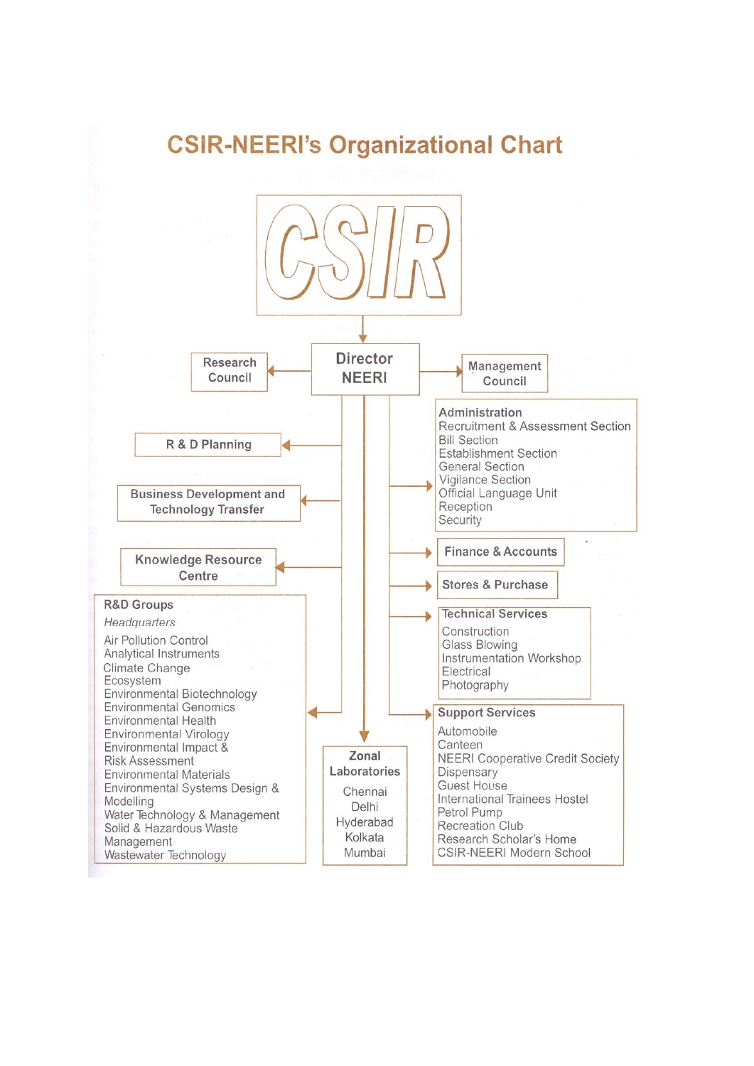# CSIR-NEERI's Organizational Chart

CSIR

Director NEERI

Research Council

Management Council

R & D Planning

Business Development and Technology Transfer

Knowledge Resource Centre

**R&D Groups**

*Headquarters*

- Air Pollution Control
- Analytical Instruments
- Climate Change
- Ecosystem
- Environmental Biotechnology
- Environmental Genomics
- Environmental Health
- Environmental Virology
- Environmental Impact & Risk Assessment
- Environmental Materials
- Environmental Systems Design & Modelling
- Water Technology & Management
- Solid & Hazardous Waste Management
- Wastewater Technology

**Zonal Laboratories**

- Chennai
- Delhi
- Hyderabad
- Kolkata
- Mumbai

**Administration**

- Recruitment & Assessment Section
- Bill Section
- Establishment Section
- General Section
- Vigilance Section
- Official Language Unit
- Reception
- Security

Finance & Accounts

Stores & Purchase

**Technical Services**

- Construction
- Glass Blowing
- Instrumentation Workshop
- Electrical
- Photography

**Support Services**

- Automobile
- Canteen
- NEERI Cooperative Credit Society
- Dispensary
- Guest House
- International Trainees Hostel
- Petrol Pump
- Recreation Club
- Research Scholar's Home
- CSIR-NEERI Modern School